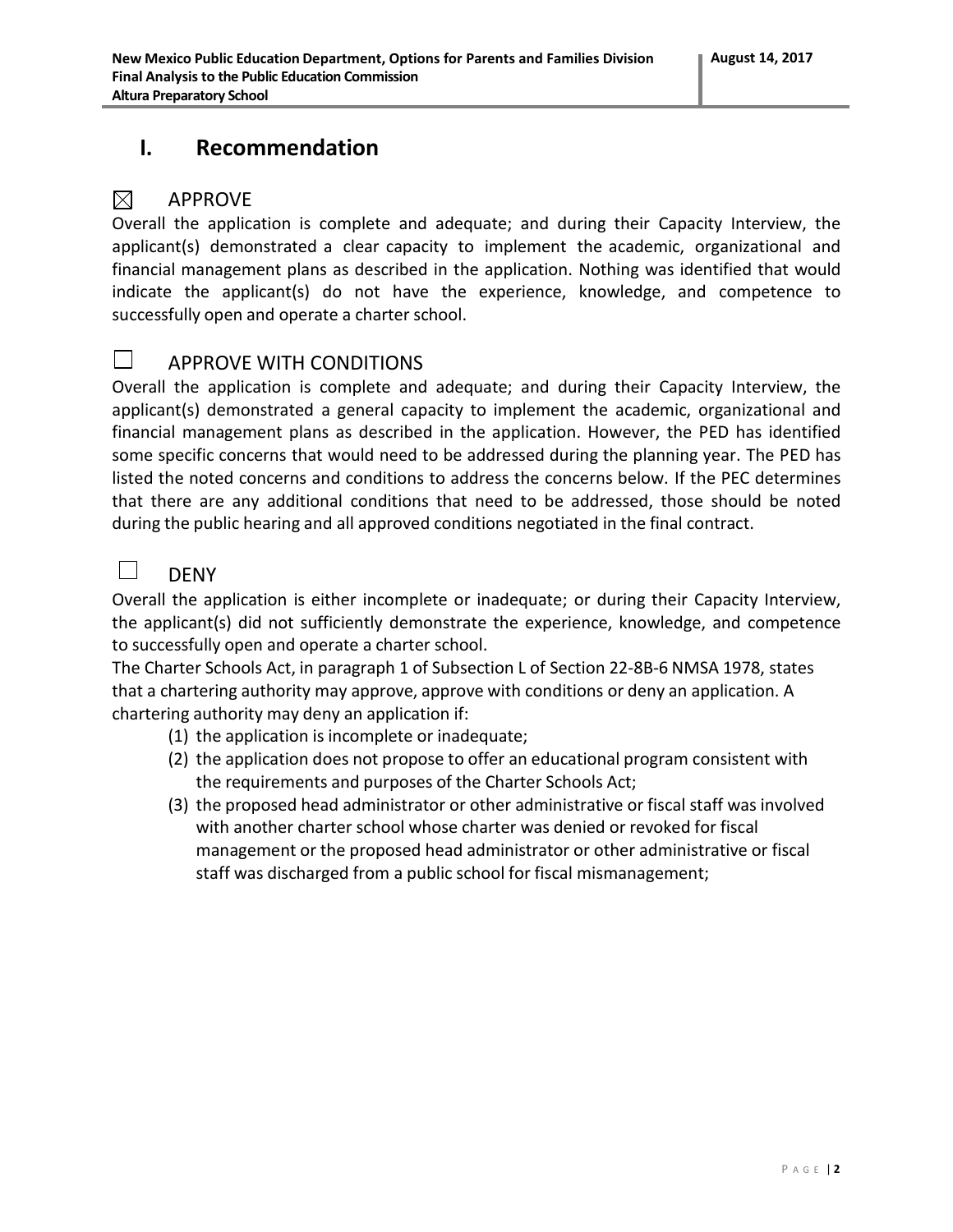# I. Recommendation

☒ APPROVE

Overall the application is complete and adequate; and during their Capacity Interview, the applicant(s) demonstrated a clear capacity to implement the academic, organizational and financial management plans as described in the application. Nothing was identified that would indicate the applicant(s) do not have the experience, knowledge, and competence to successfully open and operate a charter school.

☐ APPROVE WITH CONDITIONS

Overall the application is complete and adequate; and during their Capacity Interview, the applicant(s) demonstrated a general capacity to implement the academic, organizational and financial management plans as described in the application. However, the PED has identified some specific concerns that would need to be addressed during the planning year. The PED has listed the noted concerns and conditions to address the concerns below. If the PEC determines that there are any additional conditions that need to be addressed, those should be noted during the public hearing and all approved conditions negotiated in the final contract.

☐ DENY

Overall the application is either incomplete or inadequate; or during their Capacity Interview, the applicant(s) did not sufficiently demonstrate the experience, knowledge, and competence to successfully open and operate a charter school.

The Charter Schools Act, in paragraph 1 of Subsection L of Section 22-8B-6 NMSA 1978, states that a chartering authority may approve, approve with conditions or deny an application. A chartering authority may deny an application if:

(1) the application is incomplete or inadequate;
(2) the application does not propose to offer an educational program consistent with the requirements and purposes of the Charter Schools Act;
(3) the proposed head administrator or other administrative or fiscal staff was involved with another charter school whose charter was denied or revoked for fiscal management or the proposed head administrator or other administrative or fiscal staff was discharged from a public school for fiscal mismanagement;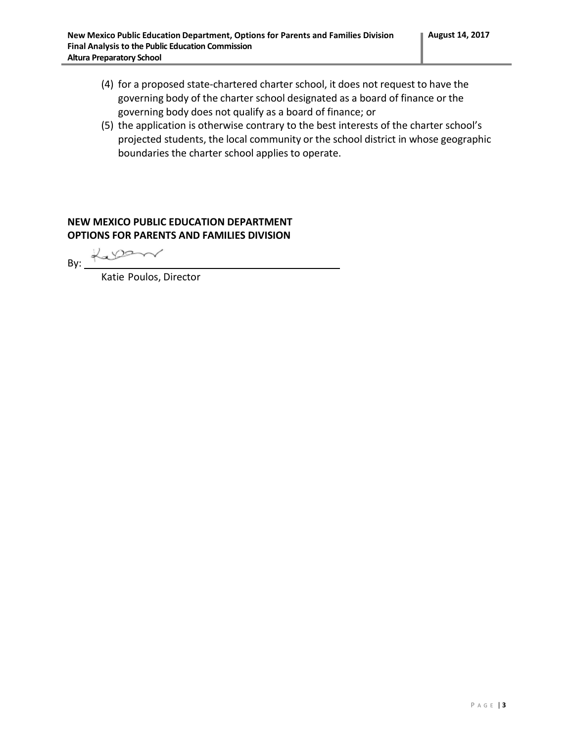(4) for a proposed state-chartered charter school, it does not request to have the governing body of the charter school designated as a board of finance or the governing body does not qualify as a board of finance; or

(5) the application is otherwise contrary to the best interests of the charter school's projected students, the local community or the school district in whose geographic boundaries the charter school applies to operate.

**NEW MEXICO PUBLIC EDUCATION DEPARTMENT**
**OPTIONS FOR PARENTS AND FAMILIES DIVISION**

By: ______________________________

Katie Poulos, Director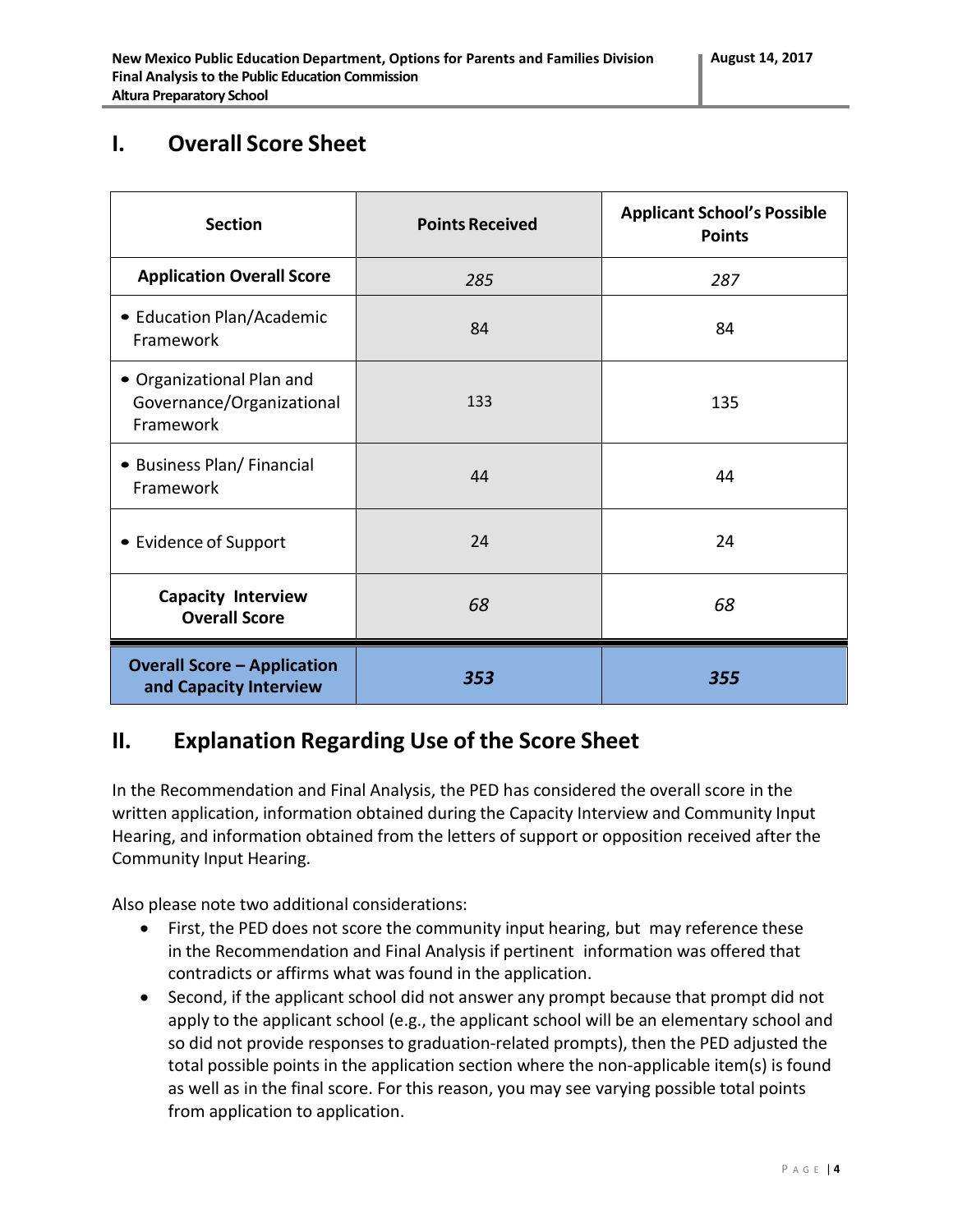# I. Overall Score Sheet

| Section | Points Received | Applicant School's Possible Points |
|---|---|---|
| **Application Overall Score** | *285* | *287* |
| • Education Plan/Academic Framework | 84 | 84 |
| • Organizational Plan and Governance/Organizational Framework | 133 | 135 |
| • Business Plan/ Financial Framework | 44 | 44 |
| • Evidence of Support | 24 | 24 |
| **Capacity Interview Overall Score** | *68* | *68* |
| **Overall Score – Application and Capacity Interview** | ***353*** | ***355*** |

# II. Explanation Regarding Use of the Score Sheet

In the Recommendation and Final Analysis, the PED has considered the overall score in the written application, information obtained during the Capacity Interview and Community Input Hearing, and information obtained from the letters of support or opposition received after the Community Input Hearing.

Also please note two additional considerations:

- First, the PED does not score the community input hearing, but may reference these in the Recommendation and Final Analysis if pertinent information was offered that contradicts or affirms what was found in the application.
- Second, if the applicant school did not answer any prompt because that prompt did not apply to the applicant school (e.g., the applicant school will be an elementary school and so did not provide responses to graduation-related prompts), then the PED adjusted the total possible points in the application section where the non-applicable item(s) is found as well as in the final score. For this reason, you may see varying possible total points from application to application.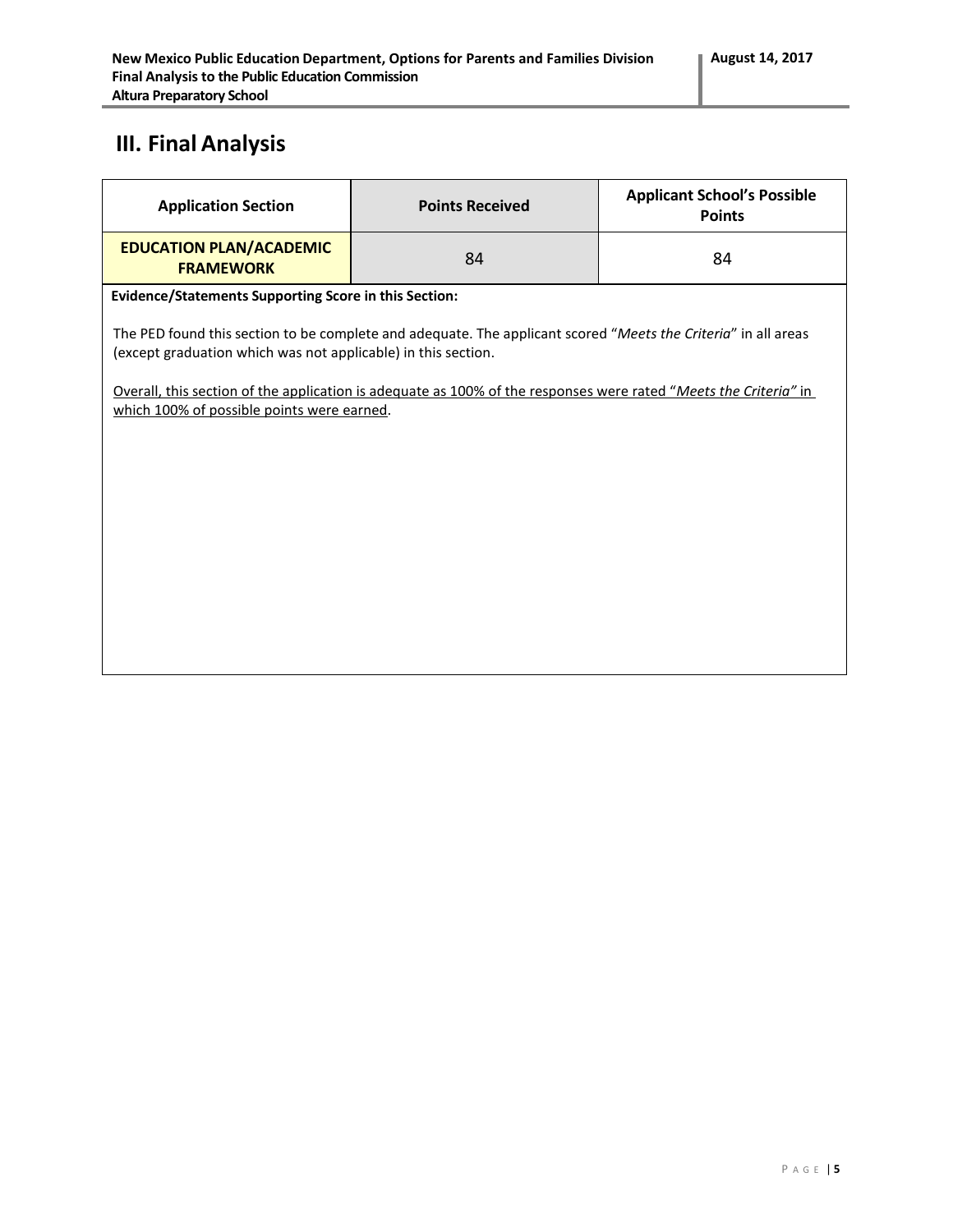## III. Final Analysis

| Application Section | Points Received | Applicant School's Possible Points |
|---|---|---|
| **EDUCATION PLAN/ACADEMIC FRAMEWORK** | 84 | 84 |

**Evidence/Statements Supporting Score in this Section:**

The PED found this section to be complete and adequate. The applicant scored "*Meets the Criteria*" in all areas (except graduation which was not applicable) in this section.

Overall, this section of the application is adequate as 100% of the responses were rated "*Meets the Criteria"* in which 100% of possible points were earned.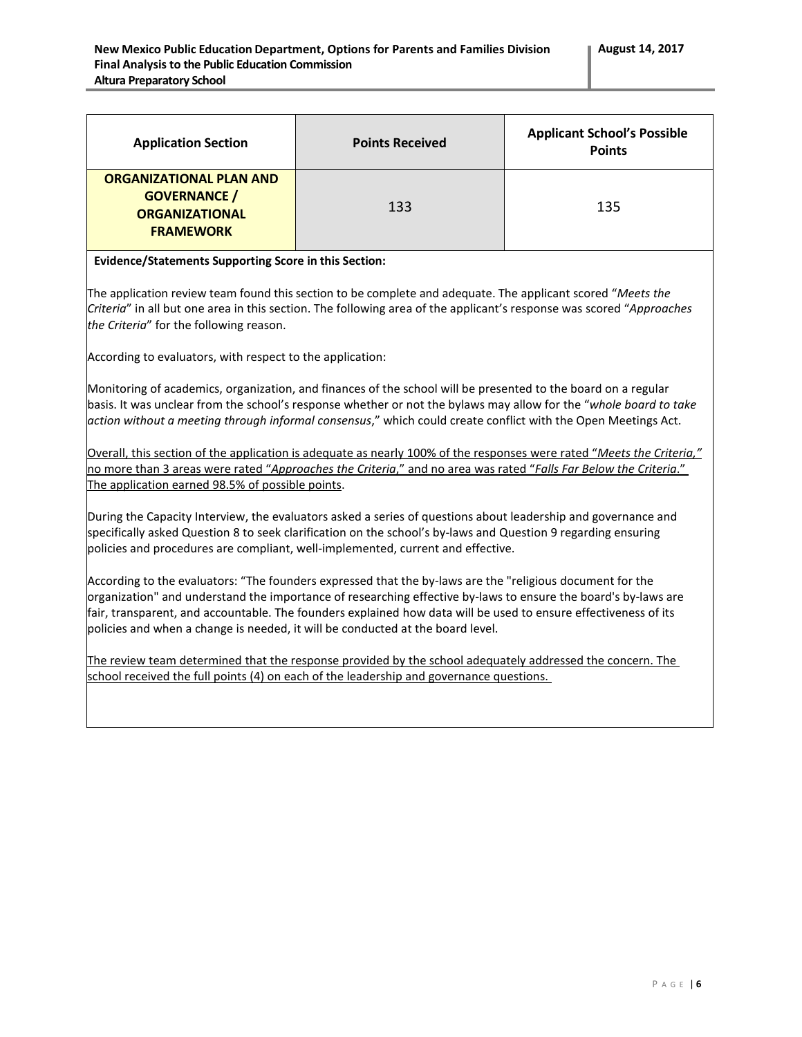| Application Section | Points Received | Applicant School's Possible Points |
|---|---|---|
| **ORGANIZATIONAL PLAN AND GOVERNANCE / ORGANIZATIONAL FRAMEWORK** | 133 | 135 |

**Evidence/Statements Supporting Score in this Section:**

The application review team found this section to be complete and adequate. The applicant scored "*Meets the Criteria*" in all but one area in this section. The following area of the applicant's response was scored "*Approaches the Criteria*" for the following reason.

According to evaluators, with respect to the application:

Monitoring of academics, organization, and finances of the school will be presented to the board on a regular basis. It was unclear from the school's response whether or not the bylaws may allow for the "*whole board to take action without a meeting through informal consensus*," which could create conflict with the Open Meetings Act.

Overall, this section of the application is adequate as nearly 100% of the responses were rated "*Meets the Criteria,*" no more than 3 areas were rated "*Approaches the Criteria*," and no area was rated "*Falls Far Below the Criteria*." The application earned 98.5% of possible points.

During the Capacity Interview, the evaluators asked a series of questions about leadership and governance and specifically asked Question 8 to seek clarification on the school's by-laws and Question 9 regarding ensuring policies and procedures are compliant, well-implemented, current and effective.

According to the evaluators: "The founders expressed that the by-laws are the "religious document for the organization" and understand the importance of researching effective by-laws to ensure the board's by-laws are fair, transparent, and accountable. The founders explained how data will be used to ensure effectiveness of its policies and when a change is needed, it will be conducted at the board level.

The review team determined that the response provided by the school adequately addressed the concern. The school received the full points (4) on each of the leadership and governance questions.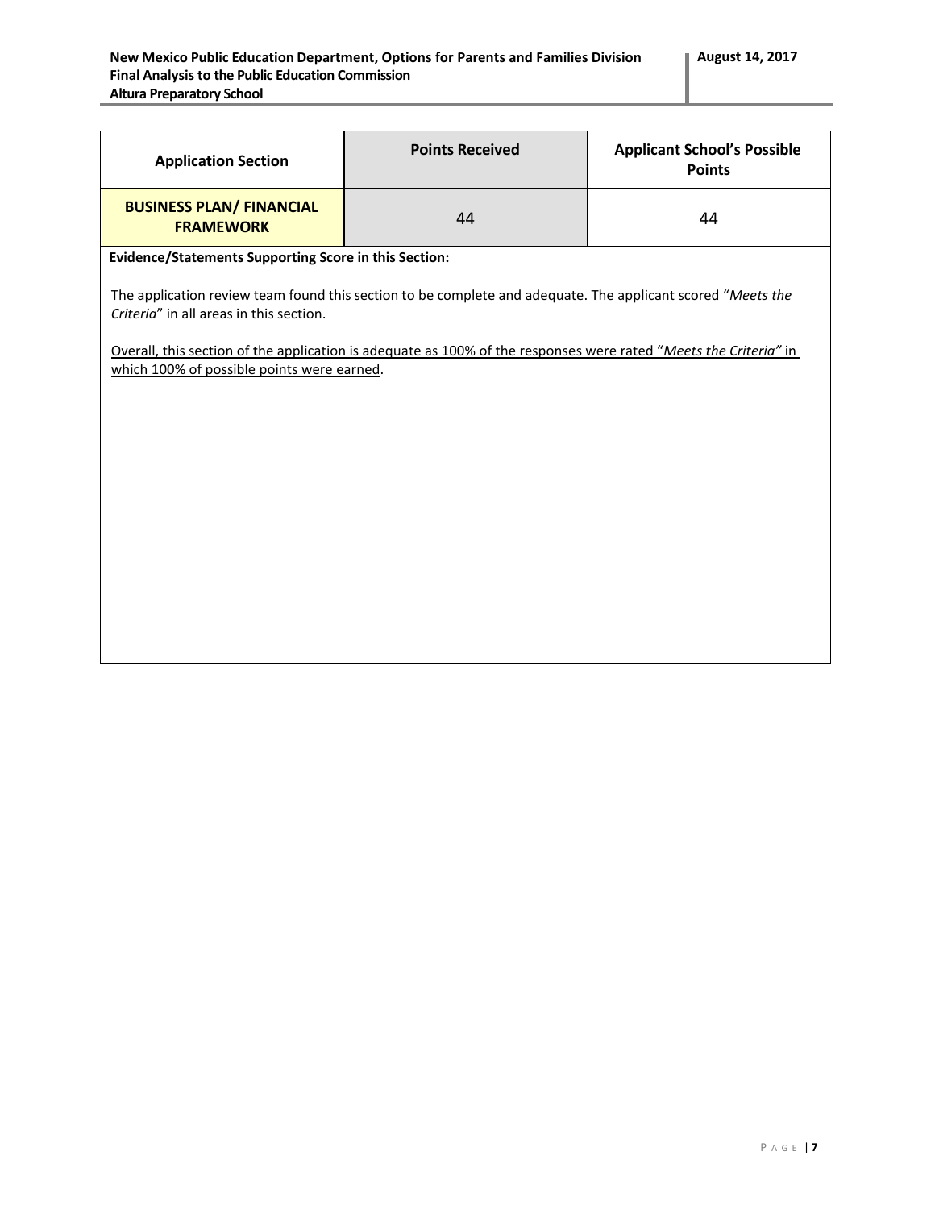| Application Section | Points Received | Applicant School's Possible Points |
| --- | --- | --- |
| **BUSINESS PLAN/ FINANCIAL FRAMEWORK** | 44 | 44 |

**Evidence/Statements Supporting Score in this Section:**

The application review team found this section to be complete and adequate. The applicant scored "*Meets the Criteria*" in all areas in this section.

Overall, this section of the application is adequate as 100% of the responses were rated "*Meets the Criteria"* in which 100% of possible points were earned.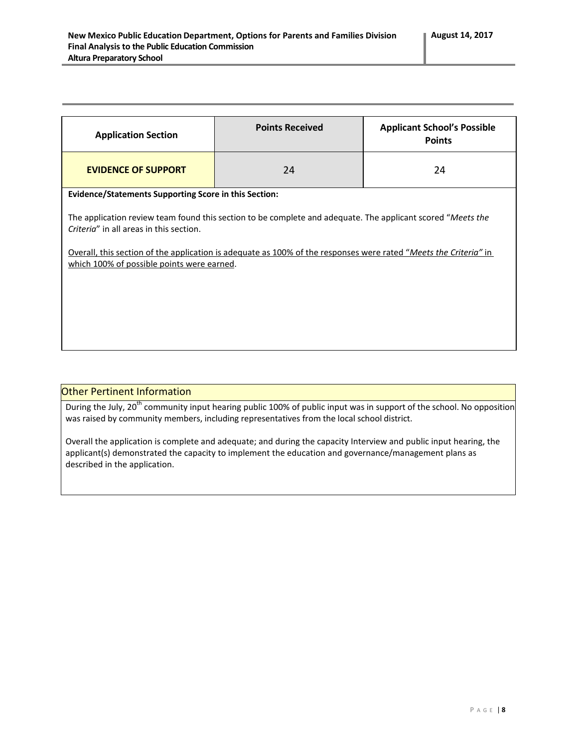| Application Section | Points Received | Applicant School's Possible Points |
| --- | --- | --- |
| **EVIDENCE OF SUPPORT** | 24 | 24 |

**Evidence/Statements Supporting Score in this Section:**

The application review team found this section to be complete and adequate. The applicant scored "*Meets the Criteria*" in all areas in this section.

<u>Overall, this section of the application is adequate as 100% of the responses were rated "*Meets the Criteria*" in which 100% of possible points were earned</u>.

## Other Pertinent Information

During the July, 20th community input hearing public 100% of public input was in support of the school. No opposition was raised by community members, including representatives from the local school district.

Overall the application is complete and adequate; and during the capacity Interview and public input hearing, the applicant(s) demonstrated the capacity to implement the education and governance/management plans as described in the application.